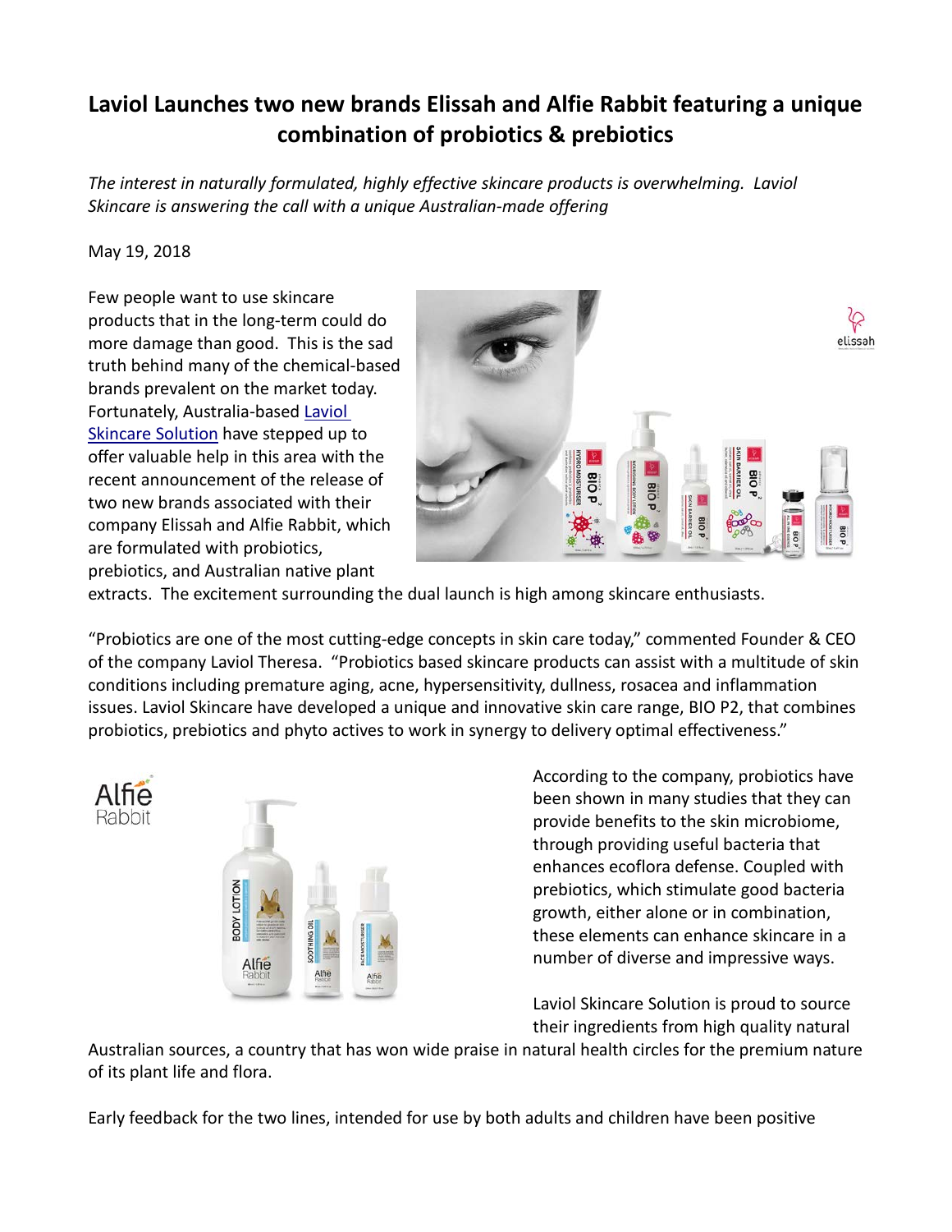# Laviol Launches two new brands Elissah and Alfie Rabbit featuring a unique combination of probiotics & prebiotics

*The interest in naturally formulated, highly effective skincare products is overwhelming. Laviol Skincare is answering the call with a unique Australian-made offering*

May 19, 2018

Few people want to use skincare products that in the long-term could do more damage than good. This is the sad truth behind many of the chemical-based brands prevalent on the market today. Fortunately, Australia-based [Laviol Skincare Solution]() have stepped up to offer valuable help in this area with the recent announcement of the release of two new brands associated with their company Elissah and Alfie Rabbit, which are formulated with probiotics, prebiotics, and Australian native plant extracts. The excitement surrounding the dual launch is high among skincare enthusiasts.

"Probiotics are one of the most cutting-edge concepts in skin care today," commented Founder & CEO of the company Laviol Theresa. "Probiotics based skincare products can assist with a multitude of skin conditions including premature aging, acne, hypersensitivity, dullness, rosacea and inflammation issues. Laviol Skincare have developed a unique and innovative skin care range, BIO P2, that combines probiotics, prebiotics and phyto actives to work in synergy to delivery optimal effectiveness."

According to the company, probiotics have been shown in many studies that they can provide benefits to the skin microbiome, through providing useful bacteria that enhances ecoflora defense. Coupled with prebiotics, which stimulate good bacteria growth, either alone or in combination, these elements can enhance skincare in a number of diverse and impressive ways.

Laviol Skincare Solution is proud to source their ingredients from high quality natural Australian sources, a country that has won wide praise in natural health circles for the premium nature of its plant life and flora.

Early feedback for the two lines, intended for use by both adults and children have been positive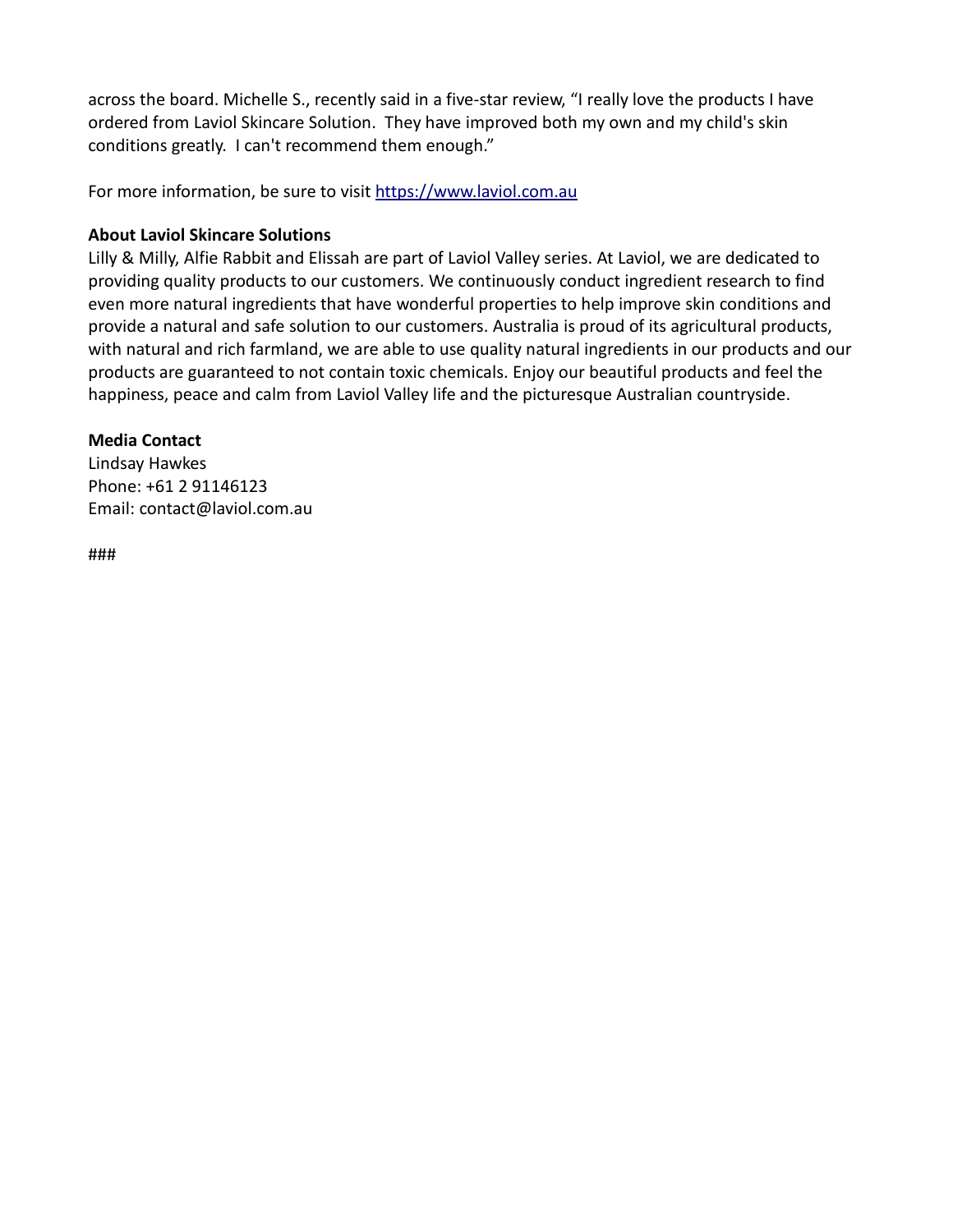across the board. Michelle S., recently said in a five-star review, “I really love the products I have ordered from Laviol Skincare Solution.  They have improved both my own and my child's skin conditions greatly.  I can't recommend them enough.”

For more information, be sure to visit [https://www.laviol.com.au](https://www.laviol.com.au)

**About Laviol Skincare Solutions**
Lilly & Milly, Alfie Rabbit and Elissah are part of Laviol Valley series. At Laviol, we are dedicated to providing quality products to our customers. We continuously conduct ingredient research to find even more natural ingredients that have wonderful properties to help improve skin conditions and provide a natural and safe solution to our customers. Australia is proud of its agricultural products, with natural and rich farmland, we are able to use quality natural ingredients in our products and our products are guaranteed to not contain toxic chemicals. Enjoy our beautiful products and feel the happiness, peace and calm from Laviol Valley life and the picturesque Australian countryside.

**Media Contact**
Lindsay Hawkes
Phone: +61 2 91146123
Email: contact@laviol.com.au

###